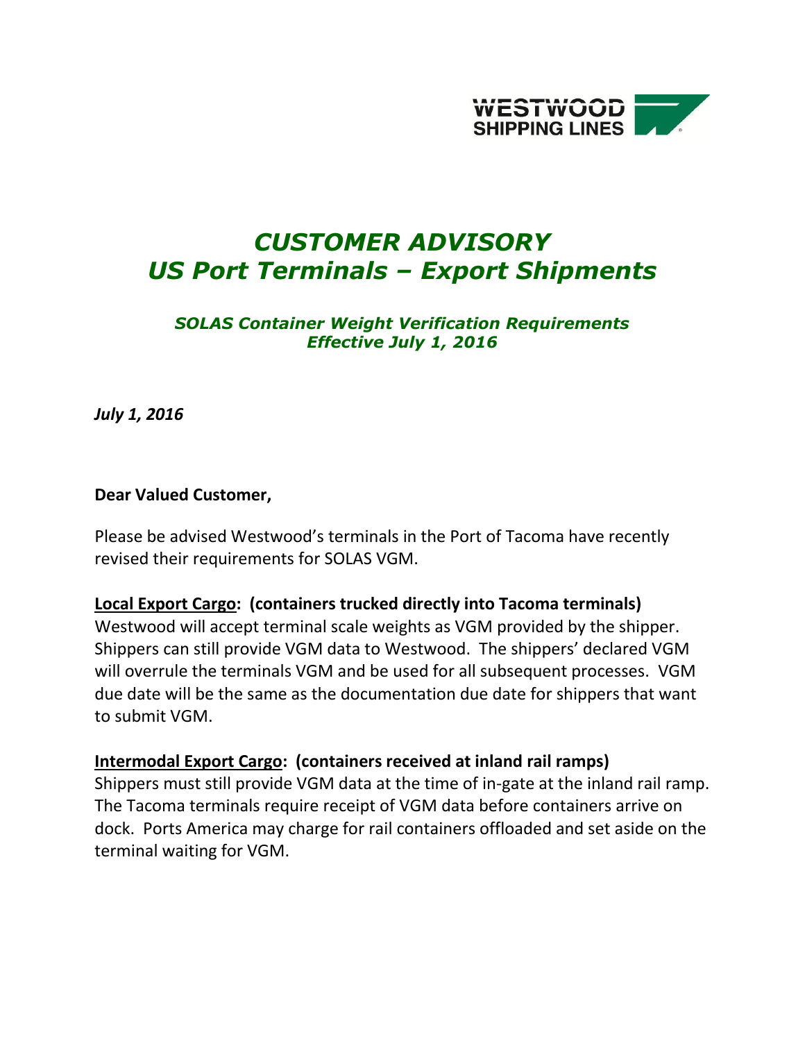WESTWOOD SHIPPING LINES

# *CUSTOMER ADVISORY*
# *US Port Terminals – Export Shipments*

### *SOLAS Container Weight Verification Requirements*
### *Effective July 1, 2016*

***July 1, 2016***

**Dear Valued Customer,**

Please be advised Westwood's terminals in the Port of Tacoma have recently revised their requirements for SOLAS VGM.

**Local Export Cargo: (containers trucked directly into Tacoma terminals)**
Westwood will accept terminal scale weights as VGM provided by the shipper. Shippers can still provide VGM data to Westwood. The shippers' declared VGM will overrule the terminals VGM and be used for all subsequent processes. VGM due date will be the same as the documentation due date for shippers that want to submit VGM.

**Intermodal Export Cargo: (containers received at inland rail ramps)**
Shippers must still provide VGM data at the time of in-gate at the inland rail ramp. The Tacoma terminals require receipt of VGM data before containers arrive on dock. Ports America may charge for rail containers offloaded and set aside on the terminal waiting for VGM.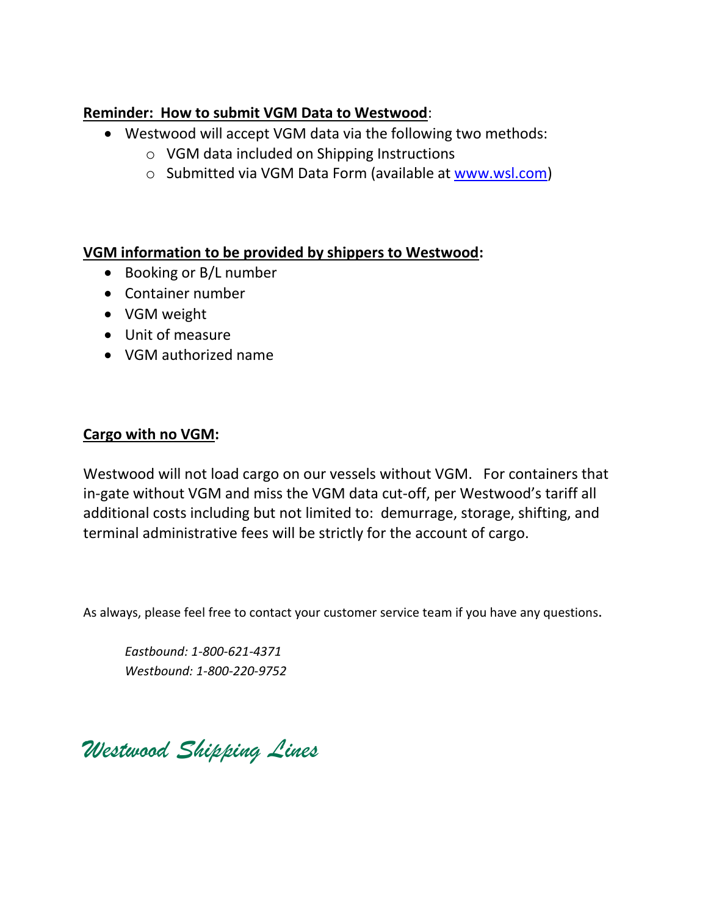**Reminder: How to submit VGM Data to Westwood**:

- Westwood will accept VGM data via the following two methods:
  - VGM data included on Shipping Instructions
  - Submitted via VGM Data Form (available at [www.wsl.com](http://www.wsl.com))

**VGM information to be provided by shippers to Westwood:**

- Booking or B/L number
- Container number
- VGM weight
- Unit of measure
- VGM authorized name

**Cargo with no VGM:**

Westwood will not load cargo on our vessels without VGM. For containers that in-gate without VGM and miss the VGM data cut-off, per Westwood's tariff all additional costs including but not limited to: demurrage, storage, shifting, and terminal administrative fees will be strictly for the account of cargo.

As always, please feel free to contact your customer service team if you have any questions.

*Eastbound: 1-800-621-4371*
*Westbound: 1-800-220-9752*

*Westwood Shipping Lines*